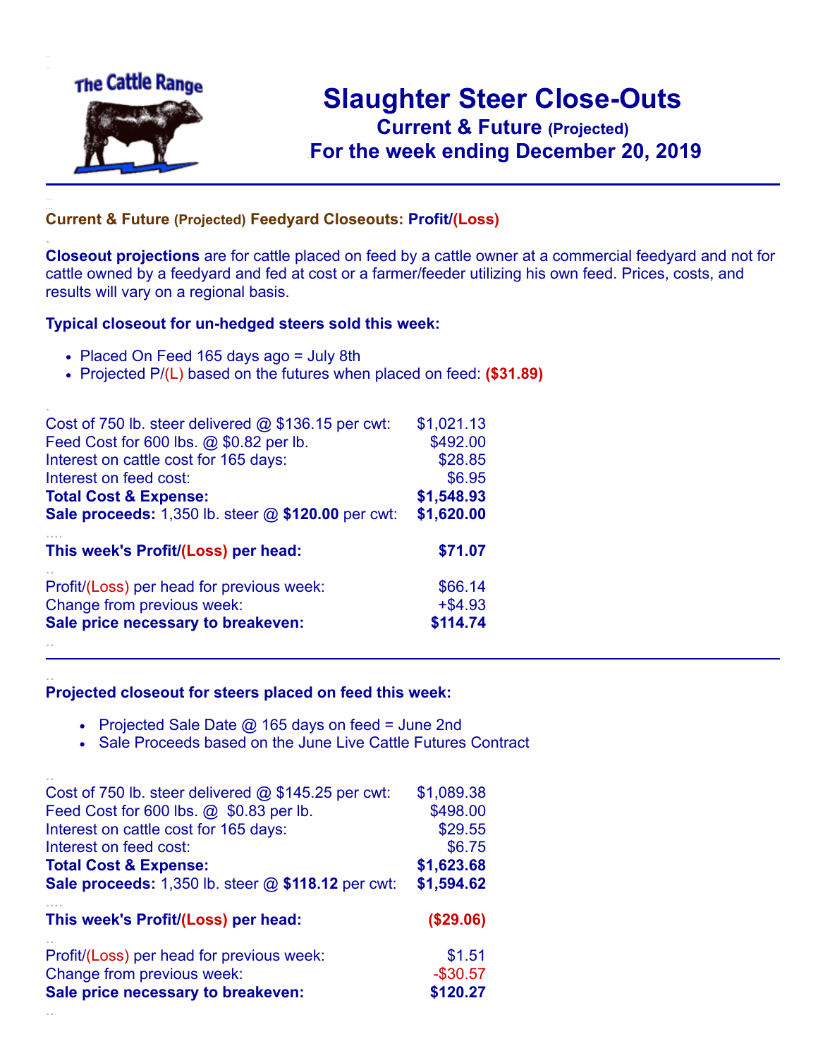The Cattle Range

# Slaughter Steer Close-Outs

## Current & Future (Projected)

## For the week ending December 20, 2019

### Current & Future (Projected) Feedyard Closeouts: Profit/(Loss)

**Closeout projections** are for cattle placed on feed by a cattle owner at a commercial feedyard and not for cattle owned by a feedyard and fed at cost or a farmer/feeder utilizing his own feed. Prices, costs, and results will vary on a regional basis.

### Typical closeout for un-hedged steers sold this week:

- Placed On Feed 165 days ago = July 8th
- Projected P/(L) based on the futures when placed on feed: **($31.89)**

| | |
|---|---|
| Cost of 750 lb. steer delivered @ $136.15 per cwt: | $1,021.13 |
| Feed Cost for 600 lbs. @ $0.82 per lb. | $492.00 |
| Interest on cattle cost for 165 days: | $28.85 |
| Interest on feed cost: | $6.95 |
| **Total Cost & Expense:** | **$1,548.93** |
| **Sale proceeds:** 1,350 lb. steer @ **$120.00** per cwt: | **$1,620.00** |
| **This week's Profit/(Loss) per head:** | **$71.07** |
| Profit/(Loss) per head for previous week: | $66.14 |
| Change from previous week: | +$4.93 |
| **Sale price necessary to breakeven:** | **$114.74** |

### Projected closeout for steers placed on feed this week:

- Projected Sale Date @ 165 days on feed = June 2nd
- Sale Proceeds based on the June Live Cattle Futures Contract

| | |
|---|---|
| Cost of 750 lb. steer delivered @ $145.25 per cwt: | $1,089.38 |
| Feed Cost for 600 lbs. @ $0.83 per lb. | $498.00 |
| Interest on cattle cost for 165 days: | $29.55 |
| Interest on feed cost: | $6.75 |
| **Total Cost & Expense:** | **$1,623.68** |
| **Sale proceeds:** 1,350 lb. steer @ **$118.12** per cwt: | **$1,594.62** |
| **This week's Profit/(Loss) per head:** | **($29.06)** |
| Profit/(Loss) per head for previous week: | $1.51 |
| Change from previous week: | -$30.57 |
| **Sale price necessary to breakeven:** | **$120.27** |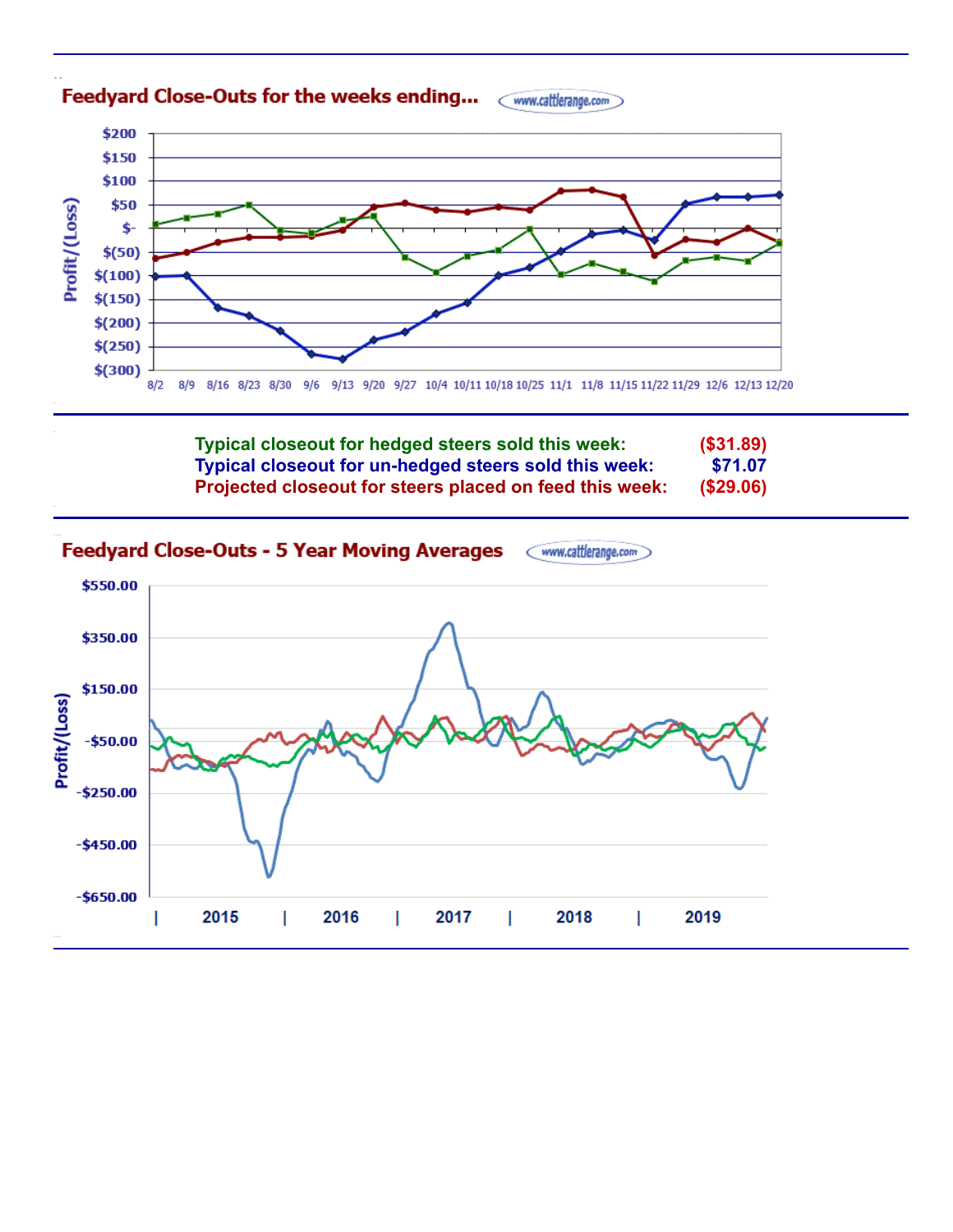## Feedyard Close-Outs for the weeks ending...

www.cattlerange.com

Profit/(Loss)

$200
$150
$100
$50
$-
$(50)
$(100)
$(150)
$(200)
$(250)
$(300)

8/2 8/9 8/16 8/23 8/30 9/6 9/13 9/20 9/27 10/4 10/11 10/18 10/25 11/1 11/8 11/15 11/22 11/29 12/6 12/13 12/20

| | |
|---|---|
| Typical closeout for hedged steers sold this week: | ($31.89) |
| Typical closeout for un-hedged steers sold this week: | $71.07 |
| Projected closeout for steers placed on feed this week: | ($29.06) |

## Feedyard Close-Outs - 5 Year Moving Averages

www.cattlerange.com

Profit/(Loss)

$550.00
$350.00
$150.00
-$50.00
-$250.00
-$450.00
-$650.00

2015 | 2016 | 2017 | 2018 | 2019